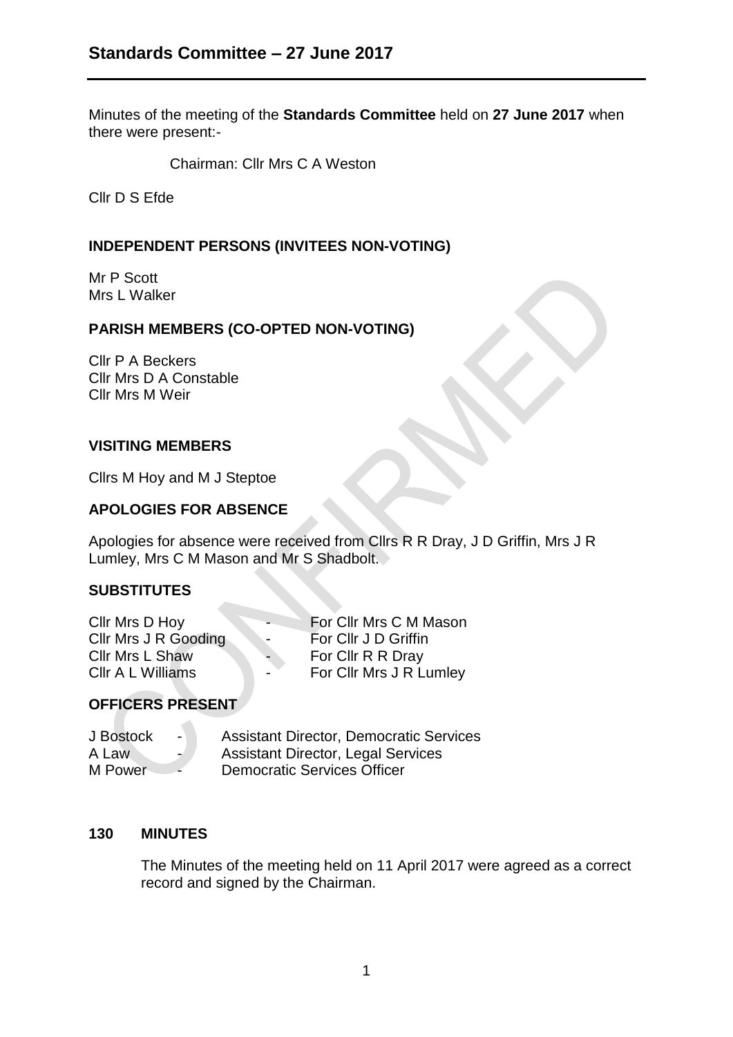# Standards Committee – 27 June 2017

Minutes of the meeting of the **Standards Committee** held on **27 June 2017** when there were present:-

Chairman: Cllr Mrs C A Weston

Cllr D S Efde

## INDEPENDENT PERSONS (INVITEES NON-VOTING)

Mr P Scott
Mrs L Walker

## PARISH MEMBERS (CO-OPTED NON-VOTING)

Cllr P A Beckers
Cllr Mrs D A Constable
Cllr Mrs M Weir

## VISITING MEMBERS

Cllrs M Hoy and M J Steptoe

## APOLOGIES FOR ABSENCE

Apologies for absence were received from Cllrs R R Dray, J D Griffin, Mrs J R Lumley, Mrs C M Mason and Mr S Shadbolt.

## SUBSTITUTES

| | | |
|---|---|---|
| Cllr Mrs D Hoy | - | For Cllr Mrs C M Mason |
| Cllr Mrs J R Gooding | - | For Cllr J D Griffin |
| Cllr Mrs L Shaw | - | For Cllr R R Dray |
| Cllr A L Williams | - | For Cllr Mrs J R Lumley |

## OFFICERS PRESENT

| | | |
|---|---|---|
| J Bostock | - | Assistant Director, Democratic Services |
| A Law | - | Assistant Director, Legal Services |
| M Power | - | Democratic Services Officer |

## 130 MINUTES

The Minutes of the meeting held on 11 April 2017 were agreed as a correct record and signed by the Chairman.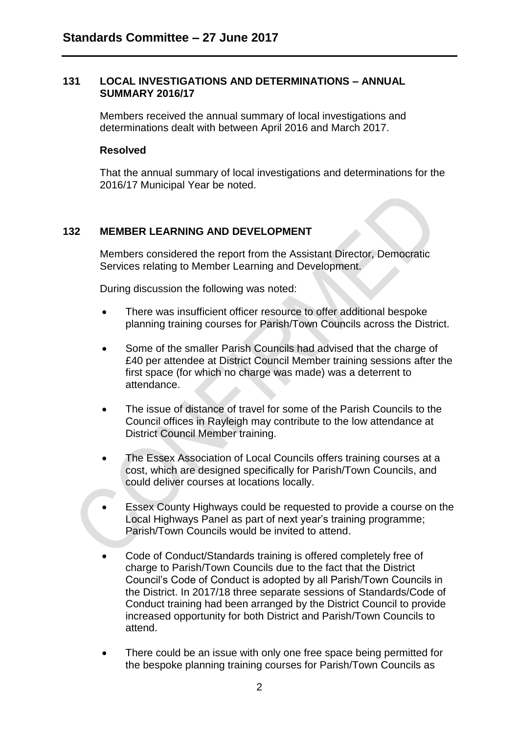## 131 LOCAL INVESTIGATIONS AND DETERMINATIONS – ANNUAL SUMMARY 2016/17

Members received the annual summary of local investigations and determinations dealt with between April 2016 and March 2017.

**Resolved**

That the annual summary of local investigations and determinations for the 2016/17 Municipal Year be noted.

## 132 MEMBER LEARNING AND DEVELOPMENT

Members considered the report from the Assistant Director, Democratic Services relating to Member Learning and Development.

During discussion the following was noted:

- There was insufficient officer resource to offer additional bespoke planning training courses for Parish/Town Councils across the District.
- Some of the smaller Parish Councils had advised that the charge of £40 per attendee at District Council Member training sessions after the first space (for which no charge was made) was a deterrent to attendance.
- The issue of distance of travel for some of the Parish Councils to the Council offices in Rayleigh may contribute to the low attendance at District Council Member training.
- The Essex Association of Local Councils offers training courses at a cost, which are designed specifically for Parish/Town Councils, and could deliver courses at locations locally.
- Essex County Highways could be requested to provide a course on the Local Highways Panel as part of next year's training programme; Parish/Town Councils would be invited to attend.
- Code of Conduct/Standards training is offered completely free of charge to Parish/Town Councils due to the fact that the District Council's Code of Conduct is adopted by all Parish/Town Councils in the District. In 2017/18 three separate sessions of Standards/Code of Conduct training had been arranged by the District Council to provide increased opportunity for both District and Parish/Town Councils to attend.
- There could be an issue with only one free space being permitted for the bespoke planning training courses for Parish/Town Councils as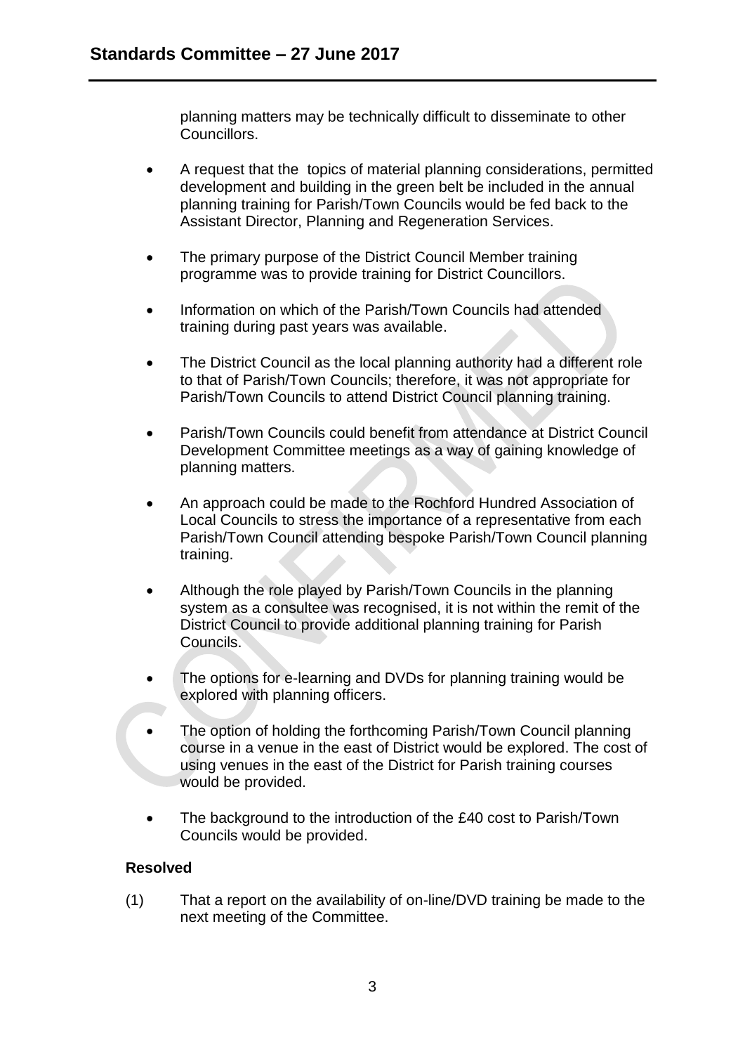planning matters may be technically difficult to disseminate to other Councillors.

- A request that the topics of material planning considerations, permitted development and building in the green belt be included in the annual planning training for Parish/Town Councils would be fed back to the Assistant Director, Planning and Regeneration Services.

- The primary purpose of the District Council Member training programme was to provide training for District Councillors.

- Information on which of the Parish/Town Councils had attended training during past years was available.

- The District Council as the local planning authority had a different role to that of Parish/Town Councils; therefore, it was not appropriate for Parish/Town Councils to attend District Council planning training.

- Parish/Town Councils could benefit from attendance at District Council Development Committee meetings as a way of gaining knowledge of planning matters.

- An approach could be made to the Rochford Hundred Association of Local Councils to stress the importance of a representative from each Parish/Town Council attending bespoke Parish/Town Council planning training.

- Although the role played by Parish/Town Councils in the planning system as a consultee was recognised, it is not within the remit of the District Council to provide additional planning training for Parish Councils.

- The options for e-learning and DVDs for planning training would be explored with planning officers.

- The option of holding the forthcoming Parish/Town Council planning course in a venue in the east of District would be explored. The cost of using venues in the east of the District for Parish training courses would be provided.

- The background to the introduction of the £40 cost to Parish/Town Councils would be provided.

**Resolved**

(1) That a report on the availability of on-line/DVD training be made to the next meeting of the Committee.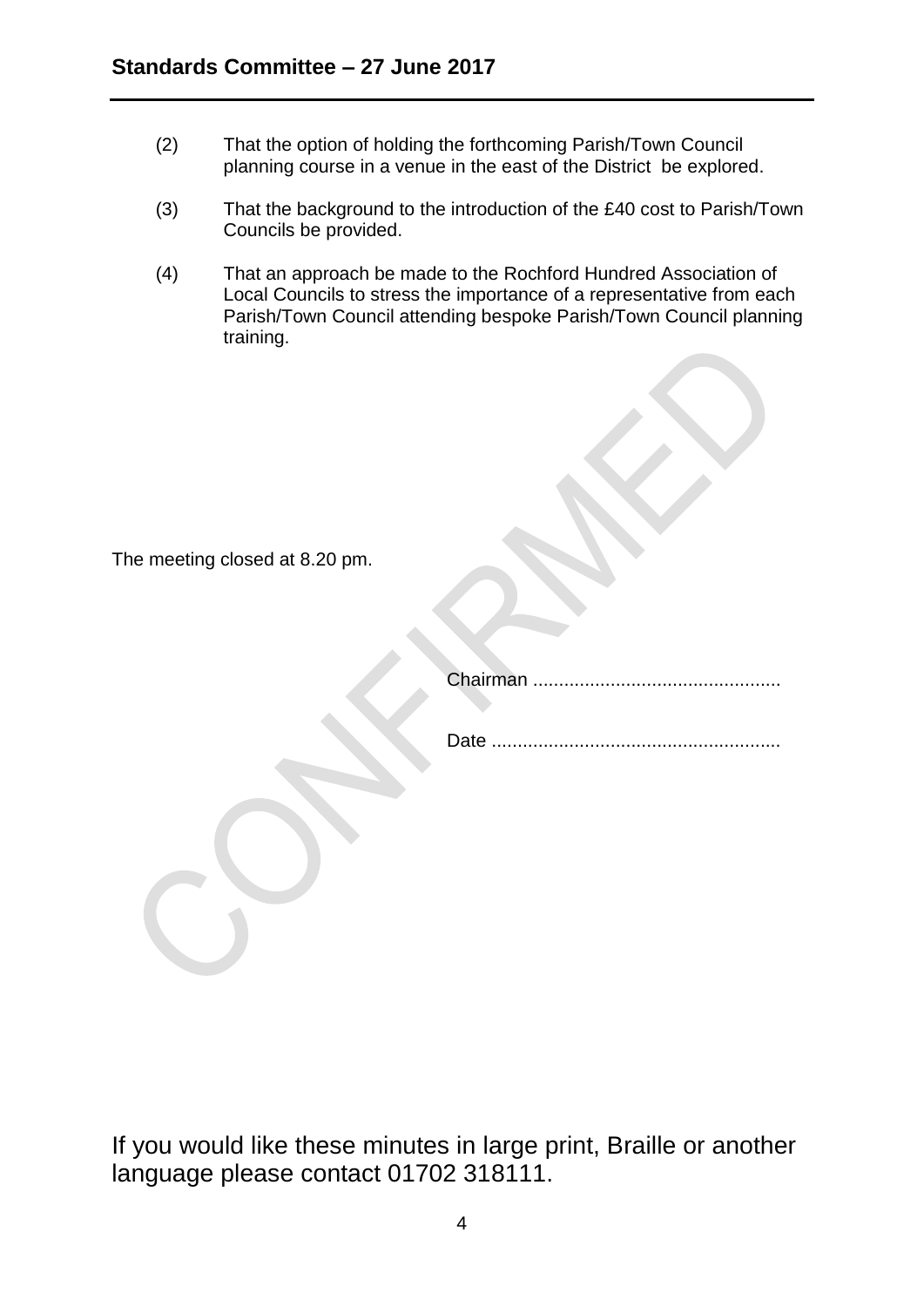(2) That the option of holding the forthcoming Parish/Town Council planning course in a venue in the east of the District be explored.

(3) That the background to the introduction of the £40 cost to Parish/Town Councils be provided.

(4) That an approach be made to the Rochford Hundred Association of Local Councils to stress the importance of a representative from each Parish/Town Council attending bespoke Parish/Town Council planning training.

The meeting closed at 8.20 pm.

Chairman ................................................

Date .......................................................

If you would like these minutes in large print, Braille or another language please contact 01702 318111.